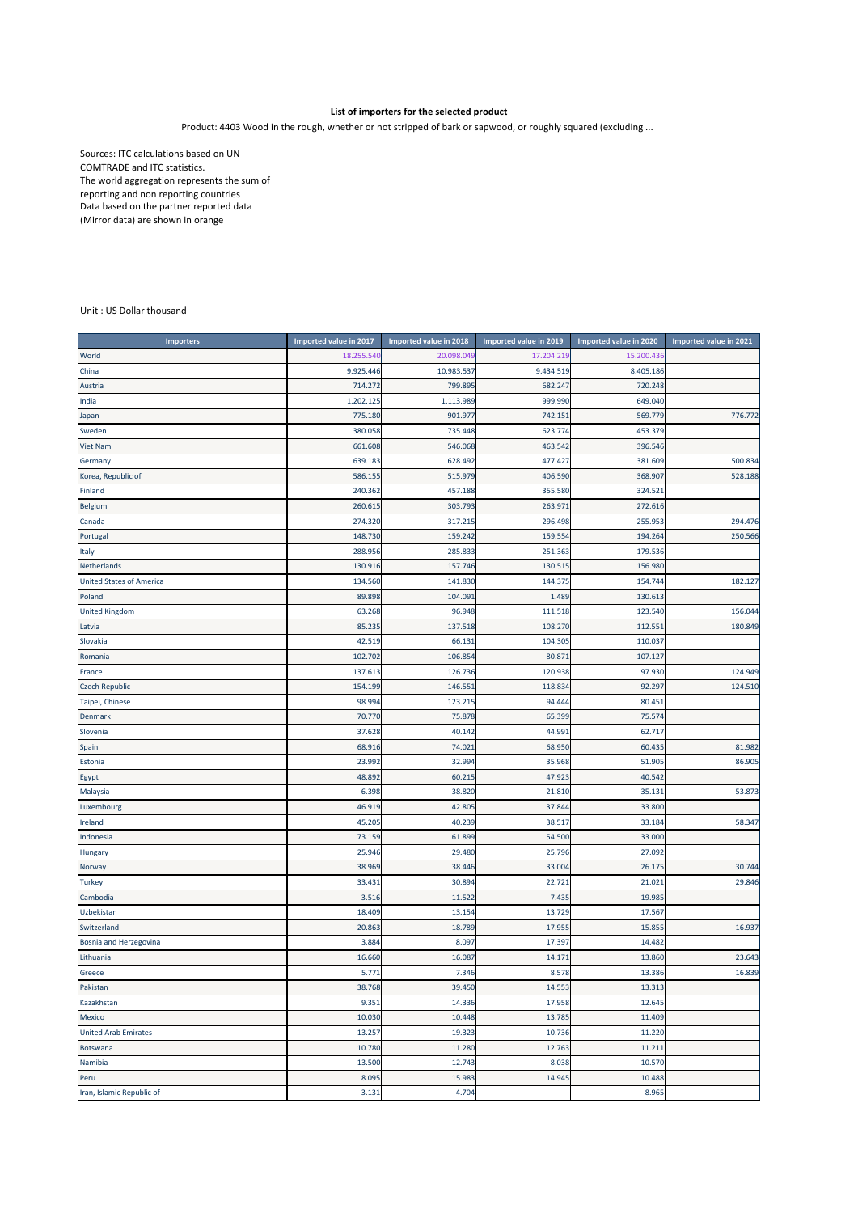**List of importers for the selected product**

Product: 4403 Wood in the rough, whether or not stripped of bark or sapwood, or roughly squared (excluding ...

Sources: ITC calculations based on UN COMTRADE and ITC statistics.
The world aggregation represents the sum of reporting and non reporting countries
Data based on the partner reported data (Mirror data) are shown in orange

Unit : US Dollar thousand

| Importers | Imported value in 2017 | Imported value in 2018 | Imported value in 2019 | Imported value in 2020 | Imported value in 2021 |
|---|---|---|---|---|---|
| World | 18.255.540 | 20.098.049 | 17.204.219 | 15.200.436 | |
| China | 9.925.446 | 10.983.537 | 9.434.519 | 8.405.186 | |
| Austria | 714.272 | 799.895 | 682.247 | 720.248 | |
| India | 1.202.125 | 1.113.989 | 999.990 | 649.040 | |
| Japan | 775.180 | 901.977 | 742.151 | 569.779 | 776.772 |
| Sweden | 380.058 | 735.448 | 623.774 | 453.379 | |
| Viet Nam | 661.608 | 546.068 | 463.542 | 396.546 | |
| Germany | 639.183 | 628.492 | 477.427 | 381.609 | 500.834 |
| Korea, Republic of | 586.155 | 515.979 | 406.590 | 368.907 | 528.188 |
| Finland | 240.362 | 457.188 | 355.580 | 324.521 | |
| Belgium | 260.615 | 303.793 | 263.971 | 272.616 | |
| Canada | 274.320 | 317.215 | 296.498 | 255.953 | 294.476 |
| Portugal | 148.730 | 159.242 | 159.554 | 194.264 | 250.566 |
| Italy | 288.956 | 285.833 | 251.363 | 179.536 | |
| Netherlands | 130.916 | 157.746 | 130.515 | 156.980 | |
| United States of America | 134.560 | 141.830 | 144.375 | 154.744 | 182.127 |
| Poland | 89.898 | 104.091 | 1.489 | 130.613 | |
| United Kingdom | 63.268 | 96.948 | 111.518 | 123.540 | 156.044 |
| Latvia | 85.235 | 137.518 | 108.270 | 112.551 | 180.849 |
| Slovakia | 42.519 | 66.131 | 104.305 | 110.037 | |
| Romania | 102.702 | 106.854 | 80.871 | 107.127 | |
| France | 137.613 | 126.736 | 120.938 | 97.930 | 124.949 |
| Czech Republic | 154.199 | 146.551 | 118.834 | 92.297 | 124.510 |
| Taipei, Chinese | 98.994 | 123.215 | 94.444 | 80.451 | |
| Denmark | 70.770 | 75.878 | 65.399 | 75.574 | |
| Slovenia | 37.628 | 40.142 | 44.991 | 62.717 | |
| Spain | 68.916 | 74.021 | 68.950 | 60.435 | 81.982 |
| Estonia | 23.992 | 32.994 | 35.968 | 51.905 | 86.905 |
| Egypt | 48.892 | 60.215 | 47.923 | 40.542 | |
| Malaysia | 6.398 | 38.820 | 21.810 | 35.131 | 53.873 |
| Luxembourg | 46.919 | 42.805 | 37.844 | 33.800 | |
| Ireland | 45.205 | 40.239 | 38.517 | 33.184 | 58.347 |
| Indonesia | 73.159 | 61.899 | 54.500 | 33.000 | |
| Hungary | 25.946 | 29.480 | 25.796 | 27.092 | |
| Norway | 38.969 | 38.446 | 33.004 | 26.175 | 30.744 |
| Turkey | 33.431 | 30.894 | 22.721 | 21.021 | 29.846 |
| Cambodia | 3.516 | 11.522 | 7.435 | 19.985 | |
| Uzbekistan | 18.409 | 13.154 | 13.729 | 17.567 | |
| Switzerland | 20.863 | 18.789 | 17.955 | 15.855 | 16.937 |
| Bosnia and Herzegovina | 3.884 | 8.097 | 17.397 | 14.482 | |
| Lithuania | 16.660 | 16.087 | 14.171 | 13.860 | 23.643 |
| Greece | 5.771 | 7.346 | 8.578 | 13.386 | 16.839 |
| Pakistan | 38.768 | 39.450 | 14.553 | 13.313 | |
| Kazakhstan | 9.351 | 14.336 | 17.958 | 12.645 | |
| Mexico | 10.030 | 10.448 | 13.785 | 11.409 | |
| United Arab Emirates | 13.257 | 19.323 | 10.736 | 11.220 | |
| Botswana | 10.780 | 11.280 | 12.763 | 11.211 | |
| Namibia | 13.500 | 12.743 | 8.038 | 10.570 | |
| Peru | 8.095 | 15.983 | 14.945 | 10.488 | |
| Iran, Islamic Republic of | 3.131 | 4.704 | | 8.965 | |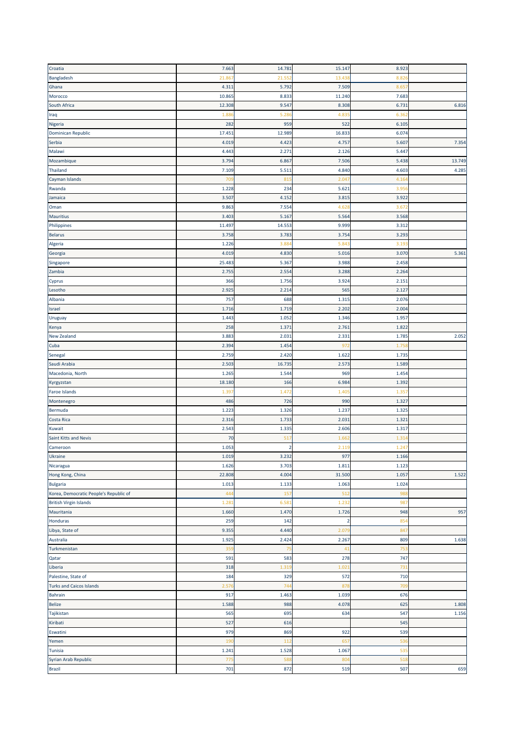| | | | | | |
|---|---|---|---|---|---|
| Croatia | 7.663 | 14.781 | 15.147 | 8.923 | |
| Bangladesh | 21.867 | 21.552 | 13.438 | 8.826 | |
| Ghana | 4.311 | 5.792 | 7.509 | 8.657 | |
| Morocco | 10.865 | 8.833 | 11.240 | 7.683 | |
| South Africa | 12.308 | 9.547 | 8.308 | 6.731 | 6.816 |
| Iraq | 1.886 | 5.286 | 4.835 | 6.362 | |
| Nigeria | 282 | 959 | 522 | 6.105 | |
| Dominican Republic | 17.451 | 12.989 | 16.833 | 6.074 | |
| Serbia | 4.019 | 4.423 | 4.757 | 5.607 | 7.354 |
| Malawi | 4.443 | 2.271 | 2.126 | 5.447 | |
| Mozambique | 3.794 | 6.867 | 7.506 | 5.438 | 13.749 |
| Thailand | 7.109 | 5.511 | 4.840 | 4.603 | 4.285 |
| Cayman Islands | 709 | 815 | 2.047 | 4.164 | |
| Rwanda | 1.228 | 234 | 5.621 | 3.956 | |
| Jamaica | 3.507 | 4.152 | 3.815 | 3.922 | |
| Oman | 9.863 | 7.554 | 4.628 | 3.672 | |
| Mauritius | 3.403 | 5.167 | 5.564 | 3.568 | |
| Philippines | 11.497 | 14.553 | 9.999 | 3.312 | |
| Belarus | 3.758 | 3.783 | 3.754 | 3.293 | |
| Algeria | 1.226 | 3.884 | 5.843 | 3.193 | |
| Georgia | 4.019 | 4.830 | 5.016 | 3.070 | 5.361 |
| Singapore | 25.483 | 5.367 | 3.988 | 2.458 | |
| Zambia | 2.755 | 2.554 | 3.288 | 2.264 | |
| Cyprus | 366 | 1.756 | 3.924 | 2.151 | |
| Lesotho | 2.925 | 2.214 | 565 | 2.127 | |
| Albania | 757 | 688 | 1.315 | 2.076 | |
| Israel | 1.716 | 1.719 | 2.202 | 2.004 | |
| Uruguay | 1.443 | 1.052 | 1.346 | 1.957 | |
| Kenya | 258 | 1.371 | 2.761 | 1.822 | |
| New Zealand | 3.883 | 2.031 | 2.331 | 1.785 | 2.052 |
| Cuba | 2.394 | 1.454 | 972 | 1.758 | |
| Senegal | 2.759 | 2.420 | 1.622 | 1.735 | |
| Saudi Arabia | 2.503 | 16.735 | 2.573 | 1.589 | |
| Macedonia, North | 1.265 | 1.544 | 969 | 1.454 | |
| Kyrgyzstan | 18.180 | 166 | 6.984 | 1.392 | |
| Faroe Islands | 1.397 | 1.472 | 1.405 | 1.357 | |
| Montenegro | 486 | 726 | 990 | 1.327 | |
| Bermuda | 1.223 | 1.326 | 1.237 | 1.325 | |
| Costa Rica | 2.316 | 1.733 | 2.031 | 1.321 | |
| Kuwait | 2.543 | 1.335 | 2.606 | 1.317 | |
| Saint Kitts and Nevis | 70 | 517 | 1.662 | 1.314 | |
| Cameroon | 1.053 | 2 | 2.119 | 1.247 | |
| Ukraine | 1.019 | 3.232 | 977 | 1.166 | |
| Nicaragua | 1.626 | 3.703 | 1.811 | 1.123 | |
| Hong Kong, China | 22.808 | 4.004 | 31.500 | 1.057 | 1.522 |
| Bulgaria | 1.013 | 1.133 | 1.063 | 1.024 | |
| Korea, Democratic People's Republic of | 444 | 157 | 512 | 988 | |
| British Virgin Islands | 1.281 | 6.581 | 1.232 | 987 | |
| Mauritania | 1.660 | 1.470 | 1.726 | 948 | 957 |
| Honduras | 259 | 142 | 2 | 854 | |
| Libya, State of | 9.355 | 4.440 | 2.079 | 847 | |
| Australia | 1.925 | 2.424 | 2.267 | 809 | 1.638 |
| Turkmenistan | 359 | 75 | 41 | 753 | |
| Qatar | 591 | 583 | 278 | 747 | |
| Liberia | 318 | 1.319 | 1.021 | 731 | |
| Palestine, State of | 184 | 329 | 572 | 710 | |
| Turks and Caicos Islands | 2.576 | 744 | 878 | 709 | |
| Bahrain | 917 | 1.463 | 1.039 | 676 | |
| Belize | 1.588 | 988 | 4.078 | 625 | 1.808 |
| Tajikistan | 565 | 695 | 634 | 547 | 1.156 |
| Kiribati | 527 | 616 | | 545 | |
| Eswatini | 979 | 869 | 922 | 539 | |
| Yemen | 190 | 112 | 657 | 536 | |
| Tunisia | 1.241 | 1.528 | 1.067 | 535 | |
| Syrian Arab Republic | 775 | 588 | 804 | 518 | |
| Brazil | 701 | 872 | 519 | 507 | 659 |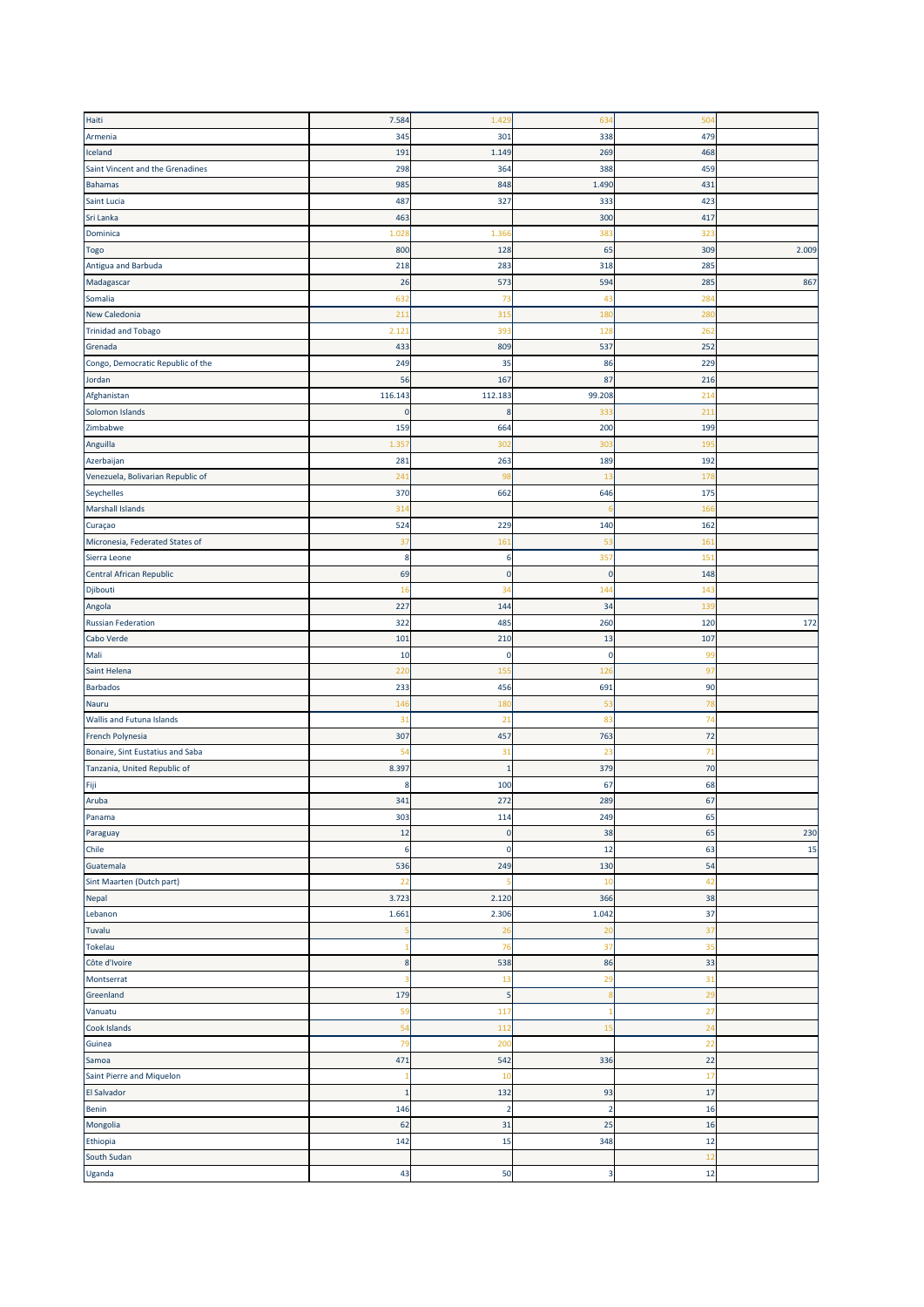| | | | | | |
|---|---|---|---|---|---|
| Haiti | 7.584 | 1.429 | 634 | 504 | |
| Armenia | 345 | 301 | 338 | 479 | |
| Iceland | 191 | 1.149 | 269 | 468 | |
| Saint Vincent and the Grenadines | 298 | 364 | 388 | 459 | |
| Bahamas | 985 | 848 | 1.490 | 431 | |
| Saint Lucia | 487 | 327 | 333 | 423 | |
| Sri Lanka | 463 | | 300 | 417 | |
| Dominica | 1.028 | 1.366 | 383 | 323 | |
| Togo | 800 | 128 | 65 | 309 | 2.009 |
| Antigua and Barbuda | 218 | 283 | 318 | 285 | |
| Madagascar | 26 | 573 | 594 | 285 | 867 |
| Somalia | 632 | 73 | 43 | 284 | |
| New Caledonia | 211 | 315 | 180 | 280 | |
| Trinidad and Tobago | 2.121 | 393 | 128 | 262 | |
| Grenada | 433 | 809 | 537 | 252 | |
| Congo, Democratic Republic of the | 249 | 35 | 86 | 229 | |
| Jordan | 56 | 167 | 87 | 216 | |
| Afghanistan | 116.143 | 112.183 | 99.208 | 214 | |
| Solomon Islands | 0 | 8 | 333 | 211 | |
| Zimbabwe | 159 | 664 | 200 | 199 | |
| Anguilla | 1.357 | 302 | 303 | 195 | |
| Azerbaijan | 281 | 263 | 189 | 192 | |
| Venezuela, Bolivarian Republic of | 241 | 98 | 13 | 178 | |
| Seychelles | 370 | 662 | 646 | 175 | |
| Marshall Islands | 314 | | 6 | 166 | |
| Curaçao | 524 | 229 | 140 | 162 | |
| Micronesia, Federated States of | 37 | 161 | 53 | 161 | |
| Sierra Leone | 8 | 6 | 357 | 151 | |
| Central African Republic | 69 | 0 | 0 | 148 | |
| Djibouti | 16 | 34 | 144 | 143 | |
| Angola | 227 | 144 | 34 | 139 | |
| Russian Federation | 322 | 485 | 260 | 120 | 172 |
| Cabo Verde | 101 | 210 | 13 | 107 | |
| Mali | 10 | 0 | 0 | 99 | |
| Saint Helena | 220 | 155 | 126 | 97 | |
| Barbados | 233 | 456 | 691 | 90 | |
| Nauru | 146 | 180 | 53 | 78 | |
| Wallis and Futuna Islands | 31 | 21 | 83 | 74 | |
| French Polynesia | 307 | 457 | 763 | 72 | |
| Bonaire, Sint Eustatius and Saba | 54 | 31 | 23 | 71 | |
| Tanzania, United Republic of | 8.397 | 1 | 379 | 70 | |
| Fiji | 8 | 100 | 67 | 68 | |
| Aruba | 341 | 272 | 289 | 67 | |
| Panama | 303 | 114 | 249 | 65 | |
| Paraguay | 12 | 0 | 38 | 65 | 230 |
| Chile | 6 | 0 | 12 | 63 | 15 |
| Guatemala | 536 | 249 | 130 | 54 | |
| Sint Maarten (Dutch part) | 22 | 5 | 10 | 42 | |
| Nepal | 3.723 | 2.120 | 366 | 38 | |
| Lebanon | 1.661 | 2.306 | 1.042 | 37 | |
| Tuvalu | 5 | 26 | 20 | 37 | |
| Tokelau | 1 | 76 | 37 | 35 | |
| Côte d'Ivoire | 8 | 538 | 86 | 33 | |
| Montserrat | 3 | 13 | 29 | 31 | |
| Greenland | 179 | 5 | 8 | 29 | |
| Vanuatu | 59 | 117 | 1 | 27 | |
| Cook Islands | 54 | 112 | 15 | 24 | |
| Guinea | 79 | 200 | | 22 | |
| Samoa | 471 | 542 | 336 | 22 | |
| Saint Pierre and Miquelon | 1 | 10 | | 17 | |
| El Salvador | 1 | 132 | 93 | 17 | |
| Benin | 146 | 2 | 2 | 16 | |
| Mongolia | 62 | 31 | 25 | 16 | |
| Ethiopia | 142 | 15 | 348 | 12 | |
| South Sudan | | | | 12 | |
| Uganda | 43 | 50 | 3 | 12 | |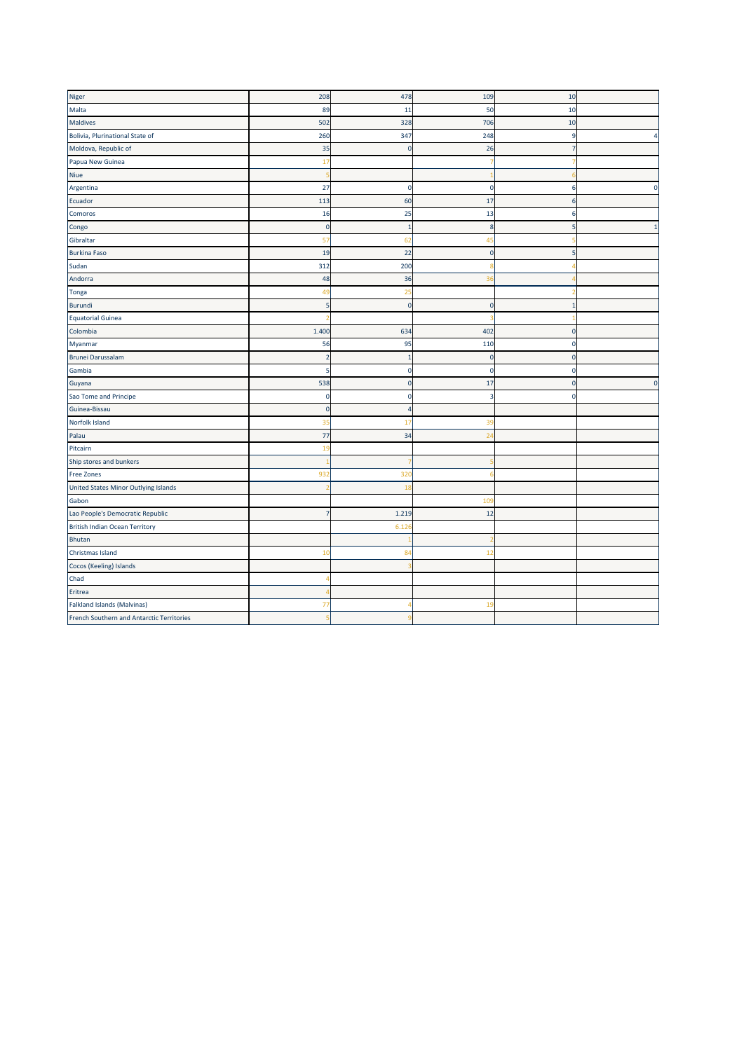| | | | | | |
|---|---|---|---|---|---|
| Niger | 208 | 478 | 109 | 10 | |
| Malta | 89 | 11 | 50 | 10 | |
| Maldives | 502 | 328 | 706 | 10 | |
| Bolivia, Plurinational State of | 260 | 347 | 248 | 9 | 4 |
| Moldova, Republic of | 35 | 0 | 26 | 7 | |
| Papua New Guinea | 17 | | 7 | 7 | |
| Niue | 5 | | 1 | 6 | |
| Argentina | 27 | 0 | 0 | 6 | 0 |
| Ecuador | 113 | 60 | 17 | 6 | |
| Comoros | 16 | 25 | 13 | 6 | |
| Congo | 0 | 1 | 8 | 5 | 1 |
| Gibraltar | 57 | 62 | 45 | 5 | |
| Burkina Faso | 19 | 22 | 0 | 5 | |
| Sudan | 312 | 200 | 8 | 4 | |
| Andorra | 48 | 36 | 36 | 4 | |
| Tonga | 49 | 25 | | 2 | |
| Burundi | 5 | 0 | 0 | 1 | |
| Equatorial Guinea | 2 | | 3 | 1 | |
| Colombia | 1.400 | 634 | 402 | 0 | |
| Myanmar | 56 | 95 | 110 | 0 | |
| Brunei Darussalam | 2 | 1 | 0 | 0 | |
| Gambia | 5 | 0 | 0 | 0 | |
| Guyana | 538 | 0 | 17 | 0 | 0 |
| Sao Tome and Principe | 0 | 0 | 3 | 0 | |
| Guinea-Bissau | 0 | 4 | | | |
| Norfolk Island | 35 | 17 | 39 | | |
| Palau | 77 | 34 | 24 | | |
| Pitcairn | 19 | | | | |
| Ship stores and bunkers | 1 | 7 | 5 | | |
| Free Zones | 932 | 320 | 6 | | |
| United States Minor Outlying Islands | 2 | 18 | | | |
| Gabon | | | 109 | | |
| Lao People's Democratic Republic | 7 | 1.219 | 12 | | |
| British Indian Ocean Territory | | 6.126 | | | |
| Bhutan | | 1 | 2 | | |
| Christmas Island | 10 | 84 | 12 | | |
| Cocos (Keeling) Islands | | 3 | | | |
| Chad | 4 | | | | |
| Eritrea | 4 | | | | |
| Falkland Islands (Malvinas) | 77 | 4 | 19 | | |
| French Southern and Antarctic Territories | 5 | 9 | | | |